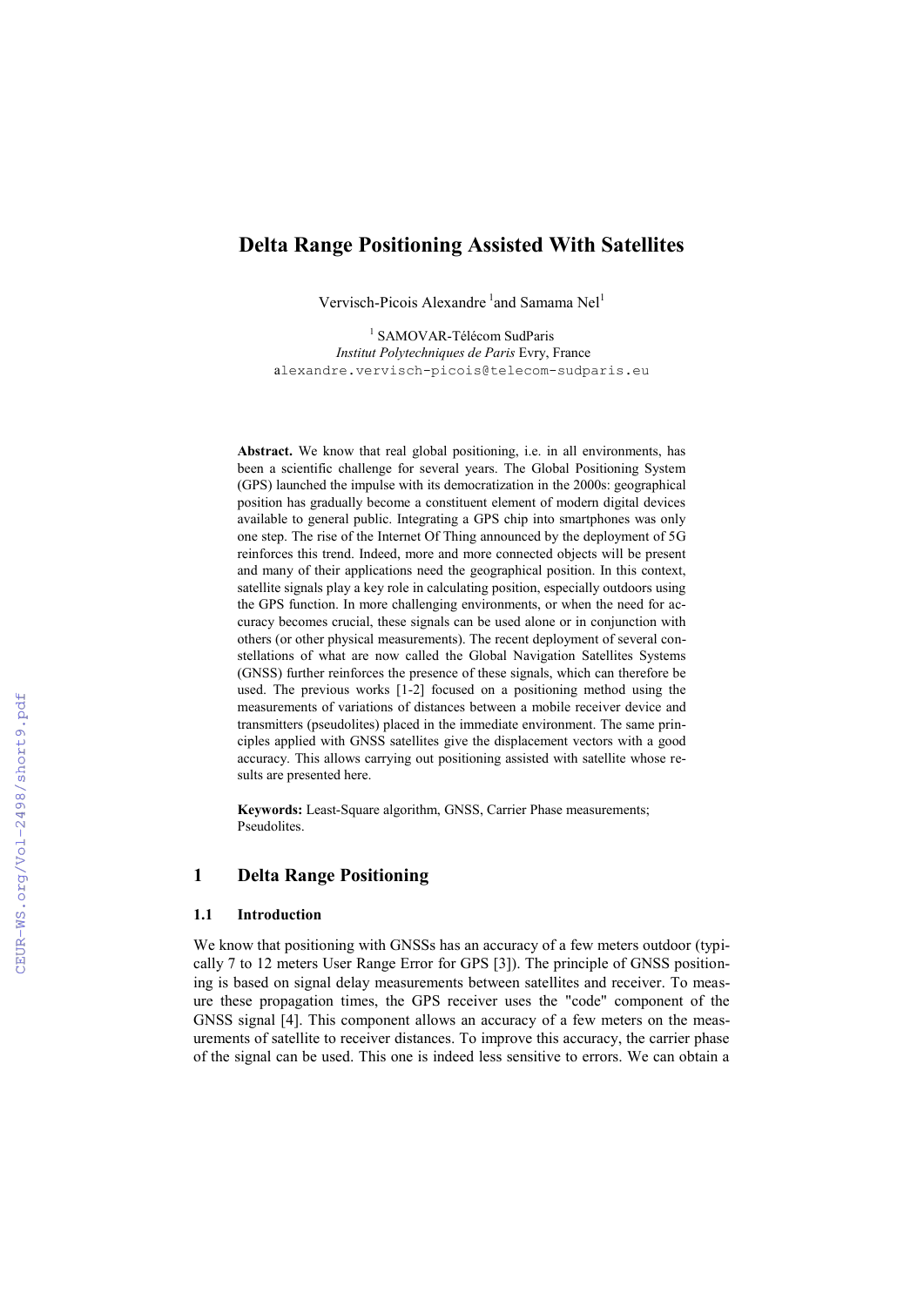# Delta Range Positioning Assisted With Satellites

Vervisch-Picois Alexandre [1] and Samama Nel [1]

[1] SAMOVAR-Télécom SudParis
*Institut Polytechniques de Paris* Evry, France
alexandre.vervisch-picois@telecom-sudparis.eu

**Abstract.** We know that real global positioning, i.e. in all environments, has been a scientific challenge for several years. The Global Positioning System (GPS) launched the impulse with its democratization in the 2000s: geographical position has gradually become a constituent element of modern digital devices available to general public. Integrating a GPS chip into smartphones was only one step. The rise of the Internet Of Thing announced by the deployment of 5G reinforces this trend. Indeed, more and more connected objects will be present and many of their applications need the geographical position. In this context, satellite signals play a key role in calculating position, especially outdoors using the GPS function. In more challenging environments, or when the need for accuracy becomes crucial, these signals can be used alone or in conjunction with others (or other physical measurements). The recent deployment of several constellations of what are now called the Global Navigation Satellites Systems (GNSS) further reinforces the presence of these signals, which can therefore be used. The previous works [1-2] focused on a positioning method using the measurements of variations of distances between a mobile receiver device and transmitters (pseudolites) placed in the immediate environment. The same principles applied with GNSS satellites give the displacement vectors with a good accuracy. This allows carrying out positioning assisted with satellite whose results are presented here.

**Keywords:** Least-Square algorithm, GNSS, Carrier Phase measurements; Pseudolites.

## 1 Delta Range Positioning

### 1.1 Introduction

We know that positioning with GNSSs has an accuracy of a few meters outdoor (typically 7 to 12 meters User Range Error for GPS [3]). The principle of GNSS positioning is based on signal delay measurements between satellites and receiver. To measure these propagation times, the GPS receiver uses the "code" component of the GNSS signal [4]. This component allows an accuracy of a few meters on the measurements of satellite to receiver distances. To improve this accuracy, the carrier phase of the signal can be used. This one is indeed less sensitive to errors. We can obtain a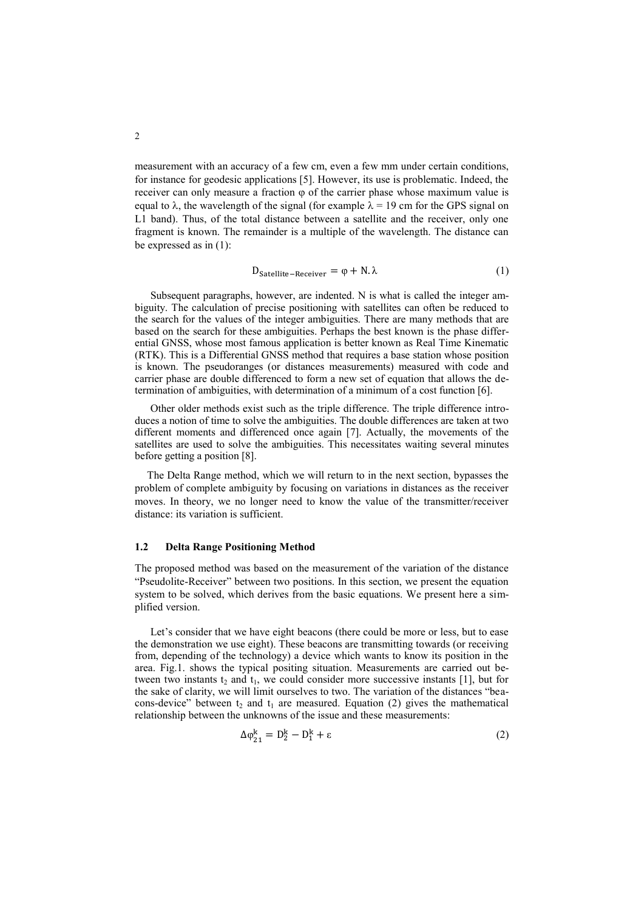measurement with an accuracy of a few cm, even a few mm under certain conditions, for instance for geodesic applications [5]. However, its use is problematic. Indeed, the receiver can only measure a fraction $\varphi$ of the carrier phase whose maximum value is equal to $\lambda$, the wavelength of the signal (for example $\lambda = 19$ cm for the GPS signal on L1 band). Thus, of the total distance between a satellite and the receiver, only one fragment is known. The remainder is a multiple of the wavelength. The distance can be expressed as in (1):

$$D_{\text{Satellite-Receiver}} = \varphi + N.\lambda \tag{1}$$

Subsequent paragraphs, however, are indented. N is what is called the integer ambiguity. The calculation of precise positioning with satellites can often be reduced to the search for the values of the integer ambiguities. There are many methods that are based on the search for these ambiguities. Perhaps the best known is the phase differential GNSS, whose most famous application is better known as Real Time Kinematic (RTK). This is a Differential GNSS method that requires a base station whose position is known. The pseudoranges (or distances measurements) measured with code and carrier phase are double differenced to form a new set of equation that allows the determination of ambiguities, with determination of a minimum of a cost function [6].

Other older methods exist such as the triple difference. The triple difference introduces a notion of time to solve the ambiguities. The double differences are taken at two different moments and differenced once again [7]. Actually, the movements of the satellites are used to solve the ambiguities. This necessitates waiting several minutes before getting a position [8].

The Delta Range method, which we will return to in the next section, bypasses the problem of complete ambiguity by focusing on variations in distances as the receiver moves. In theory, we no longer need to know the value of the transmitter/receiver distance: its variation is sufficient.

### 1.2 Delta Range Positioning Method

The proposed method was based on the measurement of the variation of the distance "Pseudolite-Receiver" between two positions. In this section, we present the equation system to be solved, which derives from the basic equations. We present here a simplified version.

Let's consider that we have eight beacons (there could be more or less, but to ease the demonstration we use eight). These beacons are transmitting towards (or receiving from, depending of the technology) a device which wants to know its position in the area. Fig.1. shows the typical positing situation. Measurements are carried out between two instants $t_2$ and $t_1$, we could consider more successive instants [1], but for the sake of clarity, we will limit ourselves to two. The variation of the distances "beacons-device" between $t_2$ and $t_1$ are measured. Equation (2) gives the mathematical relationship between the unknowns of the issue and these measurements:

$$\Delta\varphi_{21}^{k} = D_2^k - D_1^k + \varepsilon \tag{2}$$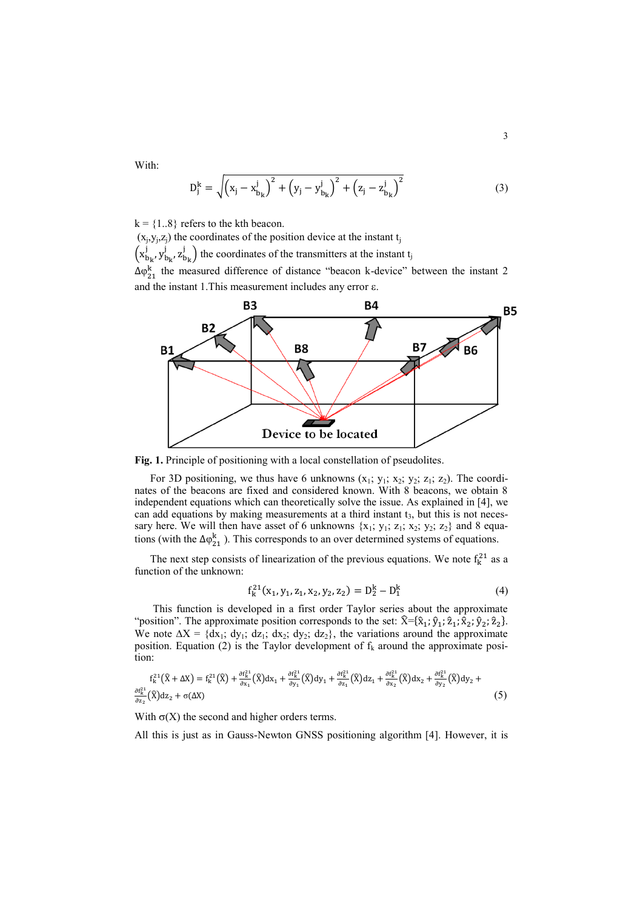With:

$$D_j^k = \sqrt{\left(x_j - x_{b_k}^j\right)^2 + \left(y_j - y_{b_k}^j\right)^2 + \left(z_j - z_{b_k}^j\right)^2} \tag{3}$$

k = {1..8} refers to the kth beacon.

$(x_j, y_j, z_j)$ the coordinates of the position device at the instant $t_j$

$\left(x_{b_k}^j, y_{b_k}^j, z_{b_k}^j\right)$ the coordinates of the transmitters at the instant $t_j$

$\Delta\varphi_{21}^k$ the measured difference of distance "beacon k-device" between the instant 2 and the instant 1.This measurement includes any error ε.

**Fig. 1.** Principle of positioning with a local constellation of pseudolites.

For 3D positioning, we thus have 6 unknowns ($x_1$; $y_1$; $x_2$; $y_2$; $z_1$; $z_2$). The coordinates of the beacons are fixed and considered known. With 8 beacons, we obtain 8 independent equations which can theoretically solve the issue. As explained in [4], we can add equations by making measurements at a third instant $t_3$, but this is not necessary here. We will then have asset of 6 unknowns {$x_1$; $y_1$; $z_1$; $x_2$; $y_2$; $z_2$} and 8 equations (with the $\Delta\varphi_{21}^k$ ). This corresponds to an over determined systems of equations.

The next step consists of linearization of the previous equations. We note $f_k^{21}$ as a function of the unknown:

$$f_k^{21}(x_1, y_1, z_1, x_2, y_2, z_2) = D_2^k - D_1^k \tag{4}$$

This function is developed in a first order Taylor series about the approximate "position". The approximate position corresponds to the set: $\hat{X}$={$\hat{x}_1$; $\hat{y}_1$; $\hat{z}_1$; $\hat{x}_2$; $\hat{y}_2$; $\hat{z}_2$}. We note $\Delta X$ = {$dx_1$; $dy_1$; $dz_1$; $dx_2$; $dy_2$; $dz_2$}, the variations around the approximate position. Equation (2) is the Taylor development of $f_k$ around the approximate position:

$$f_k^{21}(\hat{X} + \Delta X) = f_k^{21}(\hat{X}) + \frac{\partial f_k^{21}}{\partial x_1}(\hat{X})dx_1 + \frac{\partial f_k^{21}}{\partial y_1}(\hat{X})dy_1 + \frac{\partial f_k^{21}}{\partial z_1}(\hat{X})dz_1 + \frac{\partial f_k^{21}}{\partial x_2}(\hat{X})dx_2 + \frac{\partial f_k^{21}}{\partial y_2}(\hat{X})dy_2 + \frac{\partial f_k^{21}}{\partial z_2}(\hat{X})dz_2 + \sigma(\Delta X) \tag{5}$$

With σ(X) the second and higher orders terms.

All this is just as in Gauss-Newton GNSS positioning algorithm [4]. However, it is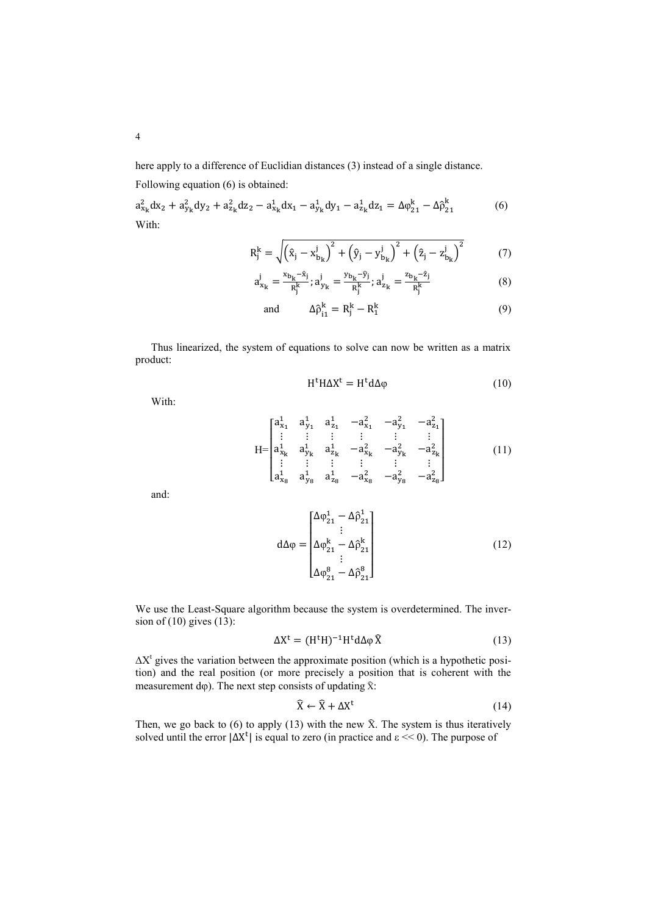here apply to a difference of Euclidian distances (3) instead of a single distance.

Following equation (6) is obtained:

$$a_{x_k}^2 dx_2 + a_{y_k}^2 dy_2 + a_{z_k}^2 dz_2 - a_{x_k}^1 dx_1 - a_{y_k}^1 dy_1 - a_{z_k}^1 dz_1 = \Delta\varphi_{21}^k - \Delta\hat{\rho}_{21}^k \tag{6}$$

With:

$$R_j^k = \sqrt{\left(\hat{x}_j - x_{b_k}^j\right)^2 + \left(\hat{y}_j - y_{b_k}^j\right)^2 + \left(\hat{z}_j - z_{b_k}^j\right)^2} \tag{7}$$

$$a_{x_k}^j = \frac{x_{b_k} - \hat{x}_j}{R_j^k};\ a_{y_k}^j = \frac{y_{b_k} - \hat{y}_j}{R_j^k};\ a_{z_k}^j = \frac{z_{b_k} - \hat{z}_j}{R_j^k} \tag{8}$$

$$\text{and} \qquad \Delta\hat{\rho}_{i1}^k = R_j^k - R_1^k \tag{9}$$

Thus linearized, the system of equations to solve can now be written as a matrix product:

$$H^t H \Delta X^t = H^t d\Delta\varphi \tag{10}$$

With:

$$H = \begin{bmatrix} a_{x_1}^1 & a_{y_1}^1 & a_{z_1}^1 & -a_{x_1}^2 & -a_{y_1}^2 & -a_{z_1}^2 \\ \vdots & \vdots & \vdots & \vdots & \vdots & \vdots \\ a_{x_k}^1 & a_{y_k}^1 & a_{z_k}^1 & -a_{x_k}^2 & -a_{y_k}^2 & -a_{z_k}^2 \\ \vdots & \vdots & \vdots & \vdots & \vdots & \vdots \\ a_{x_8}^1 & a_{y_8}^1 & a_{z_8}^1 & -a_{x_8}^2 & -a_{y_8}^2 & -a_{z_8}^2 \end{bmatrix} \tag{11}$$

and:

$$d\Delta\varphi = \begin{bmatrix} \Delta\varphi_{21}^1 - \Delta\hat{\rho}_{21}^1 \\ \vdots \\ \Delta\varphi_{21}^k - \Delta\hat{\rho}_{21}^k \\ \vdots \\ \Delta\varphi_{21}^8 - \Delta\hat{\rho}_{21}^8 \end{bmatrix} \tag{12}$$

We use the Least-Square algorithm because the system is overdetermined. The inversion of (10) gives (13):

$$\Delta X^t = (H^t H)^{-1} H^t d\Delta\varphi\, \hat{X} \tag{13}$$

$\Delta X^t$ gives the variation between the approximate position (which is a hypothetic position) and the real position (or more precisely a position that is coherent with the measurement $d\varphi$). The next step consists of updating $\hat{X}$:

$$\hat{X} \leftarrow \hat{X} + \Delta X^t \tag{14}$$

Then, we go back to (6) to apply (13) with the new $\hat{X}$. The system is thus iteratively solved until the error $|\Delta X^t|$ is equal to zero (in practice and $\varepsilon << 0$). The purpose of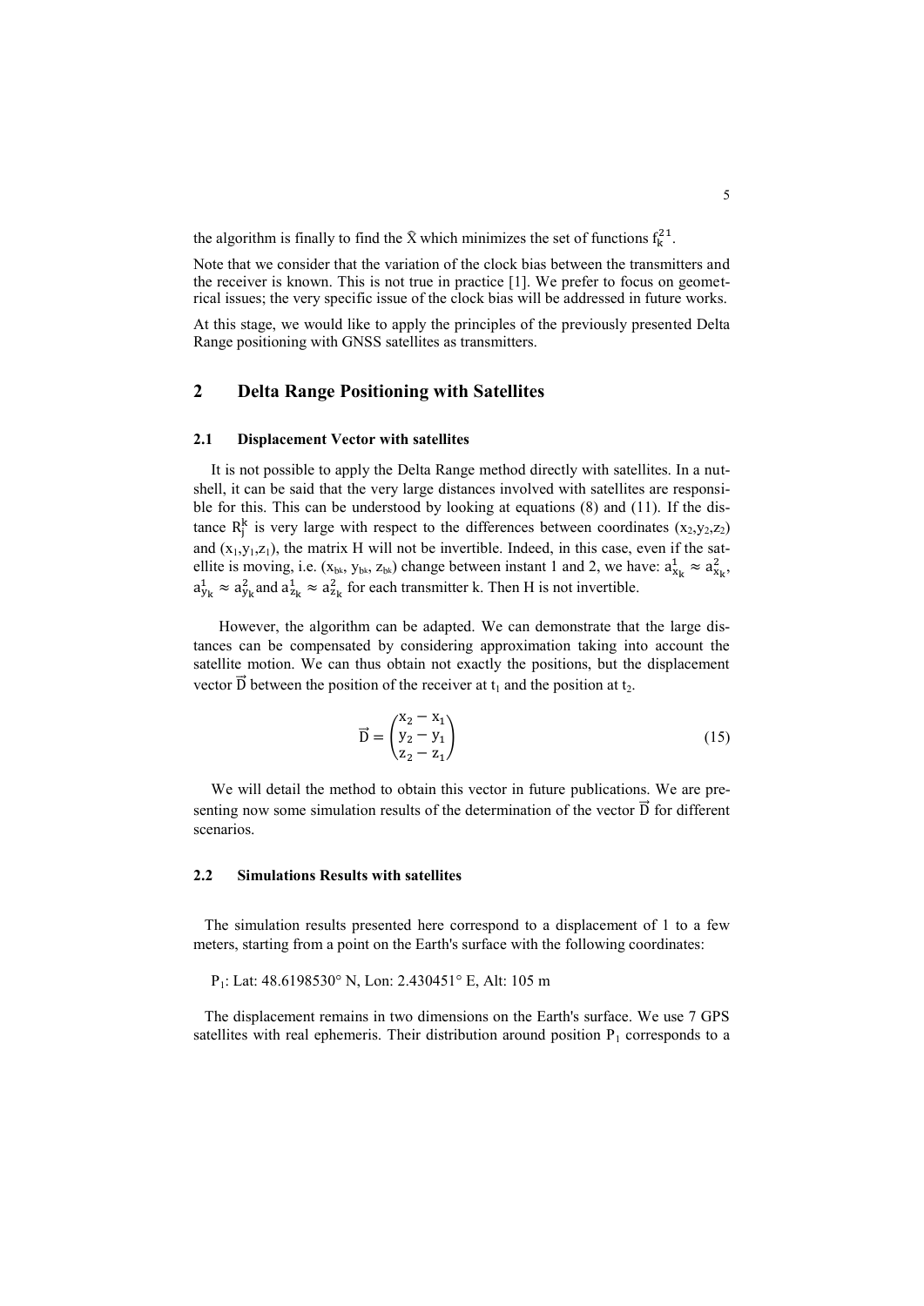the algorithm is finally to find the $\hat{X}$ which minimizes the set of functions $f_k^{21}$.

Note that we consider that the variation of the clock bias between the transmitters and the receiver is known. This is not true in practice [1]. We prefer to focus on geometrical issues; the very specific issue of the clock bias will be addressed in future works.

At this stage, we would like to apply the principles of the previously presented Delta Range positioning with GNSS satellites as transmitters.

## 2 Delta Range Positioning with Satellites

### 2.1 Displacement Vector with satellites

It is not possible to apply the Delta Range method directly with satellites. In a nutshell, it can be said that the very large distances involved with satellites are responsible for this. This can be understood by looking at equations (8) and (11). If the distance $R_j^k$ is very large with respect to the differences between coordinates $(x_2,y_2,z_2)$ and $(x_1,y_1,z_1)$, the matrix H will not be invertible. Indeed, in this case, even if the satellite is moving, i.e. $(x_{bk}, y_{bk}, z_{bk})$ change between instant 1 and 2, we have: $a_{x_k}^1 \approx a_{x_k}^2$, $a_{y_k}^1 \approx a_{y_k}^2$ and $a_{z_k}^1 \approx a_{z_k}^2$ for each transmitter k. Then H is not invertible.

However, the algorithm can be adapted. We can demonstrate that the large distances can be compensated by considering approximation taking into account the satellite motion. We can thus obtain not exactly the positions, but the displacement vector $\vec{D}$ between the position of the receiver at $t_1$ and the position at $t_2$.

$$\vec{D} = \begin{pmatrix} x_2 - x_1 \\ y_2 - y_1 \\ z_2 - z_1 \end{pmatrix} \tag{15}$$

We will detail the method to obtain this vector in future publications. We are presenting now some simulation results of the determination of the vector $\vec{D}$ for different scenarios.

### 2.2 Simulations Results with satellites

The simulation results presented here correspond to a displacement of 1 to a few meters, starting from a point on the Earth's surface with the following coordinates:

$P_1$: Lat: 48.6198530° N, Lon: 2.430451° E, Alt: 105 m

The displacement remains in two dimensions on the Earth's surface. We use 7 GPS satellites with real ephemeris. Their distribution around position $P_1$ corresponds to a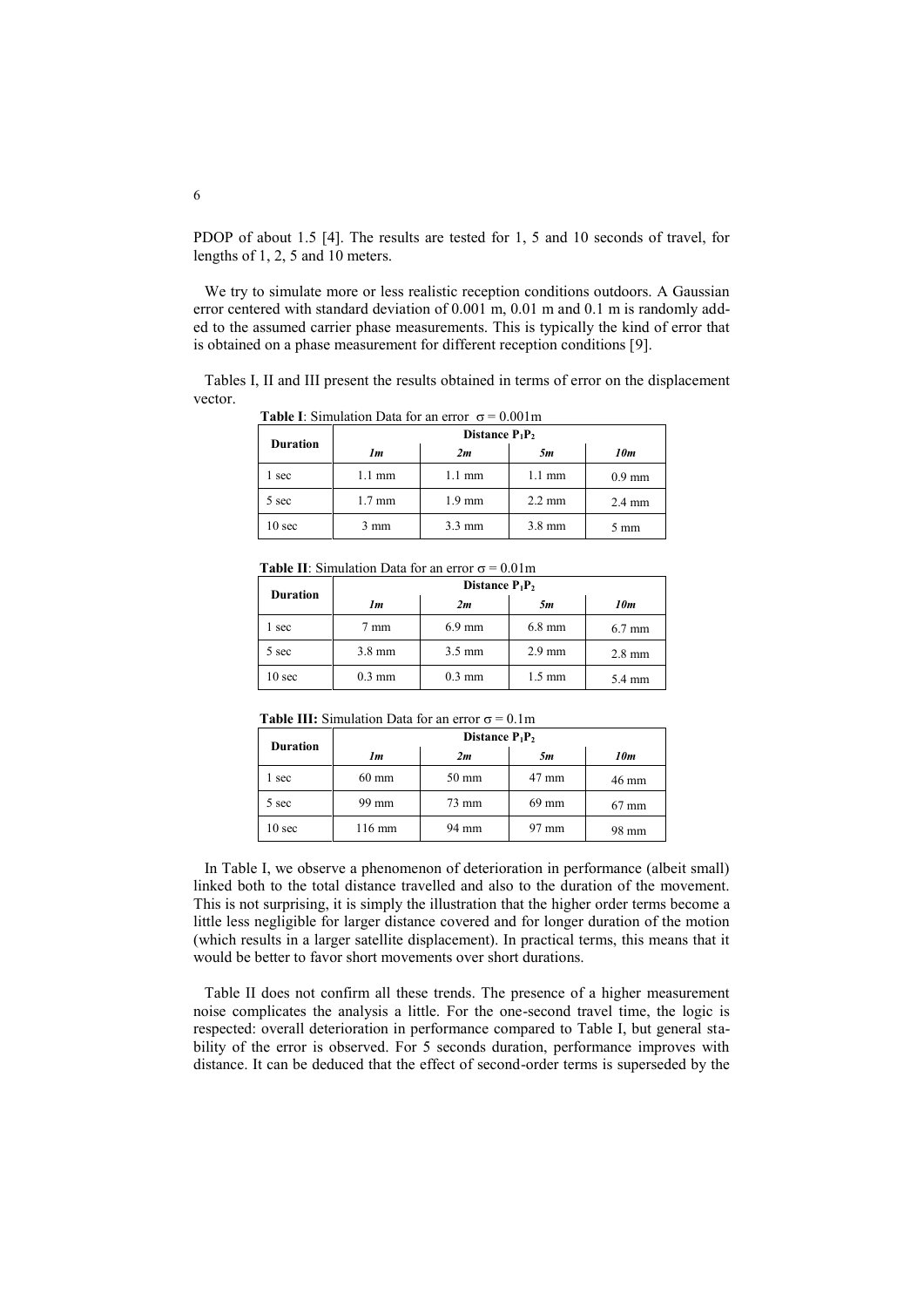PDOP of about 1.5 [4]. The results are tested for 1, 5 and 10 seconds of travel, for lengths of 1, 2, 5 and 10 meters.

We try to simulate more or less realistic reception conditions outdoors. A Gaussian error centered with standard deviation of 0.001 m, 0.01 m and 0.1 m is randomly added to the assumed carrier phase measurements. This is typically the kind of error that is obtained on a phase measurement for different reception conditions [9].

Tables I, II and III present the results obtained in terms of error on the displacement vector.

**Table I**: Simulation Data for an error $\sigma = 0.001$m

| Duration | Distance $P_1P_2$ | | | |
|---|---|---|---|---|
| | *1m* | *2m* | *5m* | *10m* |
| 1 sec | 1.1 mm | 1.1 mm | 1.1 mm | 0.9 mm |
| 5 sec | 1.7 mm | 1.9 mm | 2.2 mm | 2.4 mm |
| 10 sec | 3 mm | 3.3 mm | 3.8 mm | 5 mm |

**Table II**: Simulation Data for an error $\sigma = 0.01$m

| Duration | Distance $P_1P_2$ | | | |
|---|---|---|---|---|
| | *1m* | *2m* | *5m* | *10m* |
| 1 sec | 7 mm | 6.9 mm | 6.8 mm | 6.7 mm |
| 5 sec | 3.8 mm | 3.5 mm | 2.9 mm | 2.8 mm |
| 10 sec | 0.3 mm | 0.3 mm | 1.5 mm | 5.4 mm |

**Table III:** Simulation Data for an error $\sigma = 0.1$m

| Duration | Distance $P_1P_2$ | | | |
|---|---|---|---|---|
| | *1m* | *2m* | *5m* | *10m* |
| 1 sec | 60 mm | 50 mm | 47 mm | 46 mm |
| 5 sec | 99 mm | 73 mm | 69 mm | 67 mm |
| 10 sec | 116 mm | 94 mm | 97 mm | 98 mm |

In Table I, we observe a phenomenon of deterioration in performance (albeit small) linked both to the total distance travelled and also to the duration of the movement. This is not surprising, it is simply the illustration that the higher order terms become a little less negligible for larger distance covered and for longer duration of the motion (which results in a larger satellite displacement). In practical terms, this means that it would be better to favor short movements over short durations.

Table II does not confirm all these trends. The presence of a higher measurement noise complicates the analysis a little. For the one-second travel time, the logic is respected: overall deterioration in performance compared to Table I, but general stability of the error is observed. For 5 seconds duration, performance improves with distance. It can be deduced that the effect of second-order terms is superseded by the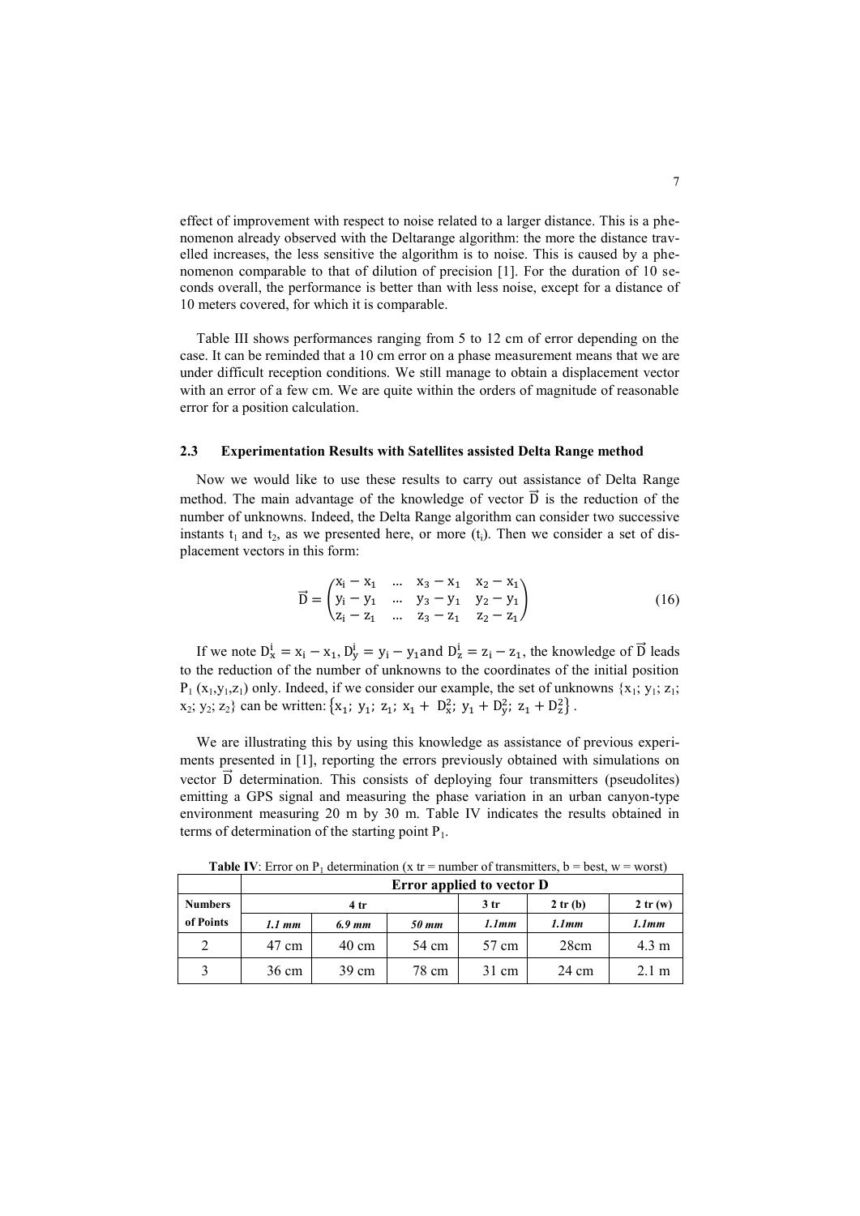effect of improvement with respect to noise related to a larger distance. This is a phenomenon already observed with the Deltarange algorithm: the more the distance travelled increases, the less sensitive the algorithm is to noise. This is caused by a phenomenon comparable to that of dilution of precision [1]. For the duration of 10 seconds overall, the performance is better than with less noise, except for a distance of 10 meters covered, for which it is comparable.

Table III shows performances ranging from 5 to 12 cm of error depending on the case. It can be reminded that a 10 cm error on a phase measurement means that we are under difficult reception conditions. We still manage to obtain a displacement vector with an error of a few cm. We are quite within the orders of magnitude of reasonable error for a position calculation.

### 2.3 Experimentation Results with Satellites assisted Delta Range method

Now we would like to use these results to carry out assistance of Delta Range method. The main advantage of the knowledge of vector $\vec{D}$ is the reduction of the number of unknowns. Indeed, the Delta Range algorithm can consider two successive instants $t_1$ and $t_2$, as we presented here, or more ($t_i$). Then we consider a set of displacement vectors in this form:

$$\vec{D} = \begin{pmatrix} x_i - x_1 & \dots & x_3 - x_1 & x_2 - x_1 \\ y_i - y_1 & \dots & y_3 - y_1 & y_2 - y_1 \\ z_i - z_1 & \dots & z_3 - z_1 & z_2 - z_1 \end{pmatrix} \tag{16}$$

If we note $D_x^i = x_i - x_1$, $D_y^i = y_i - y_1$ and $D_z^i = z_i - z_1$, the knowledge of $\vec{D}$ leads to the reduction of the number of unknowns to the coordinates of the initial position $P_1$ ($x_1$,$y_1$,$z_1$) only. Indeed, if we consider our example, the set of unknowns {$x_1$; $y_1$; $z_1$; $x_2$; $y_2$; $z_2$} can be written: $\{x_1;\ y_1;\ z_1;\ x_1 + D_x^2;\ y_1 + D_y^2;\ z_1 + D_z^2\}$.

We are illustrating this by using this knowledge as assistance of previous experiments presented in [1], reporting the errors previously obtained with simulations on vector $\vec{D}$ determination. This consists of deploying four transmitters (pseudolites) emitting a GPS signal and measuring the phase variation in an urban canyon-type environment measuring 20 m by 30 m. Table IV indicates the results obtained in terms of determination of the starting point $P_1$.

**Table IV**: Error on $P_1$ determination (x tr = number of transmitters, b = best, w = worst)

| | **Error applied to vector D** | | | | | |
|---|---|---|---|---|---|---|
| **Numbers** | **4 tr** | | | **3 tr** | **2 tr (b)** | **2 tr (w)** |
| **of Points** | ***1.1 mm*** | ***6.9 mm*** | ***50 mm*** | ***1.1mm*** | ***1.1mm*** | ***1.1mm*** |
| 2 | 47 cm | 40 cm | 54 cm | 57 cm | 28cm | 4.3 m |
| 3 | 36 cm | 39 cm | 78 cm | 31 cm | 24 cm | 2.1 m |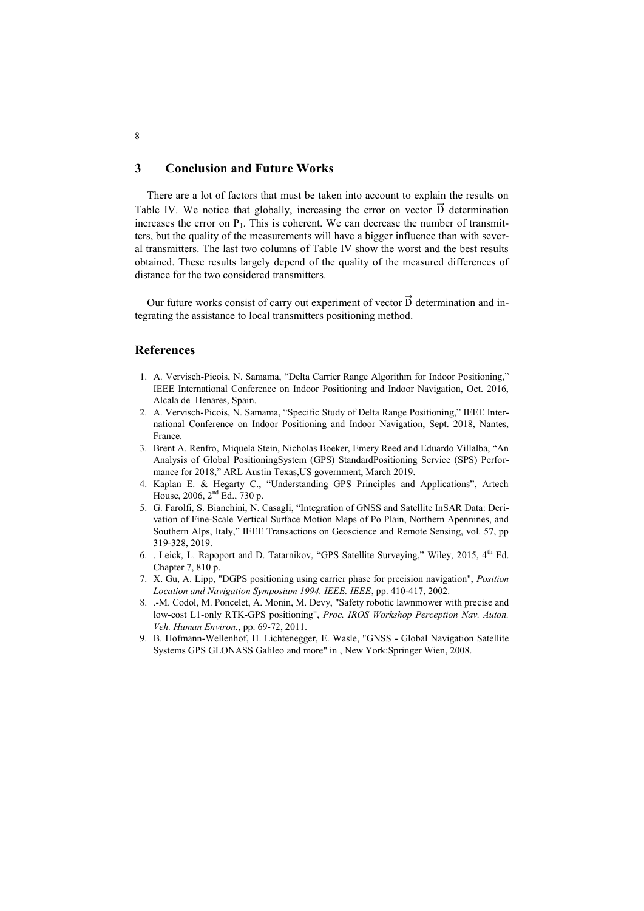## 3 Conclusion and Future Works

There are a lot of factors that must be taken into account to explain the results on Table IV. We notice that globally, increasing the error on vector $\vec{D}$ determination increases the error on $P_1$. This is coherent. We can decrease the number of transmitters, but the quality of the measurements will have a bigger influence than with several transmitters. The last two columns of Table IV show the worst and the best results obtained. These results largely depend of the quality of the measured differences of distance for the two considered transmitters.

Our future works consist of carry out experiment of vector $\vec{D}$ determination and integrating the assistance to local transmitters positioning method.

## References

1. A. Vervisch-Picois, N. Samama, "Delta Carrier Range Algorithm for Indoor Positioning," IEEE International Conference on Indoor Positioning and Indoor Navigation, Oct. 2016, Alcala de Henares, Spain.
2. A. Vervisch-Picois, N. Samama, "Specific Study of Delta Range Positioning," IEEE International Conference on Indoor Positioning and Indoor Navigation, Sept. 2018, Nantes, France.
3. Brent A. Renfro, Miquela Stein, Nicholas Boeker, Emery Reed and Eduardo Villalba, "An Analysis of Global PositioningSystem (GPS) StandardPositioning Service (SPS) Performance for 2018," ARL Austin Texas,US government, March 2019.
4. Kaplan E. & Hegarty C., "Understanding GPS Principles and Applications", Artech House, 2006, 2nd Ed., 730 p.
5. G. Farolfi, S. Bianchini, N. Casagli, "Integration of GNSS and Satellite InSAR Data: Derivation of Fine-Scale Vertical Surface Motion Maps of Po Plain, Northern Apennines, and Southern Alps, Italy," IEEE Transactions on Geoscience and Remote Sensing, vol. 57, pp 319-328, 2019.
6. . Leick, L. Rapoport and D. Tatarnikov, "GPS Satellite Surveying," Wiley, 2015, 4th Ed. Chapter 7, 810 p.
7. X. Gu, A. Lipp, "DGPS positioning using carrier phase for precision navigation", *Position Location and Navigation Symposium 1994. IEEE. IEEE*, pp. 410-417, 2002.
8. .-M. Codol, M. Poncelet, A. Monin, M. Devy, "Safety robotic lawnmower with precise and low-cost L1-only RTK-GPS positioning", *Proc. IROS Workshop Perception Nav. Auton. Veh. Human Environ.*, pp. 69-72, 2011.
9. B. Hofmann-Wellenhof, H. Lichtenegger, E. Wasle, "GNSS - Global Navigation Satellite Systems GPS GLONASS Galileo and more" in , New York:Springer Wien, 2008.